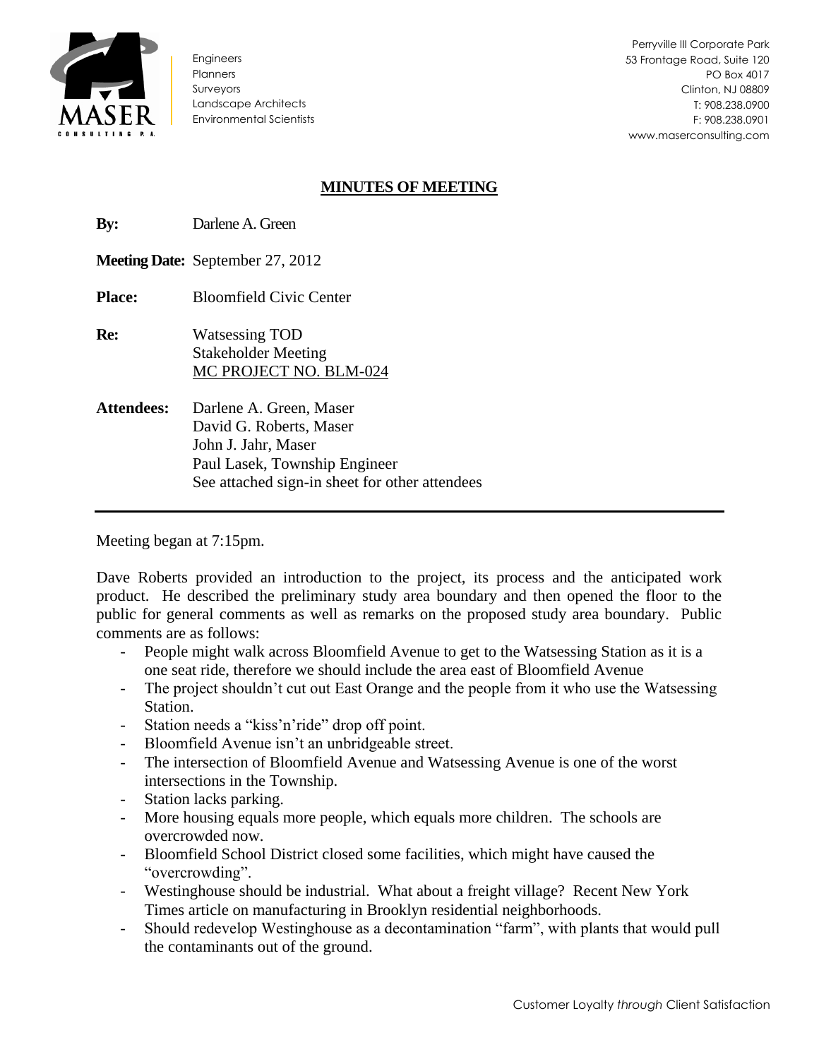Engineers
Planners
Surveyors
Landscape Architects
Environmental Scientists

Perryville III Corporate Park
53 Frontage Road, Suite 120
PO Box 4017
Clinton, NJ 08809
T: 908.238.0900
F: 908.238.0901
www.maserconsulting.com

# MINUTES OF MEETING

**By:** Darlene A. Green

**Meeting Date:** September 27, 2012

**Place:** Bloomfield Civic Center

**Re:** Watsessing TOD
Stakeholder Meeting
MC PROJECT NO. BLM-024

**Attendees:** Darlene A. Green, Maser
David G. Roberts, Maser
John J. Jahr, Maser
Paul Lasek, Township Engineer
See attached sign-in sheet for other attendees

---

Meeting began at 7:15pm.

Dave Roberts provided an introduction to the project, its process and the anticipated work product. He described the preliminary study area boundary and then opened the floor to the public for general comments as well as remarks on the proposed study area boundary. Public comments are as follows:

- People might walk across Bloomfield Avenue to get to the Watsessing Station as it is a one seat ride, therefore we should include the area east of Bloomfield Avenue
- The project shouldn't cut out East Orange and the people from it who use the Watsessing Station.
- Station needs a "kiss'n'ride" drop off point.
- Bloomfield Avenue isn't an unbridgeable street.
- The intersection of Bloomfield Avenue and Watsessing Avenue is one of the worst intersections in the Township.
- Station lacks parking.
- More housing equals more people, which equals more children. The schools are overcrowded now.
- Bloomfield School District closed some facilities, which might have caused the "overcrowding".
- Westinghouse should be industrial. What about a freight village? Recent New York Times article on manufacturing in Brooklyn residential neighborhoods.
- Should redevelop Westinghouse as a decontamination "farm", with plants that would pull the contaminants out of the ground.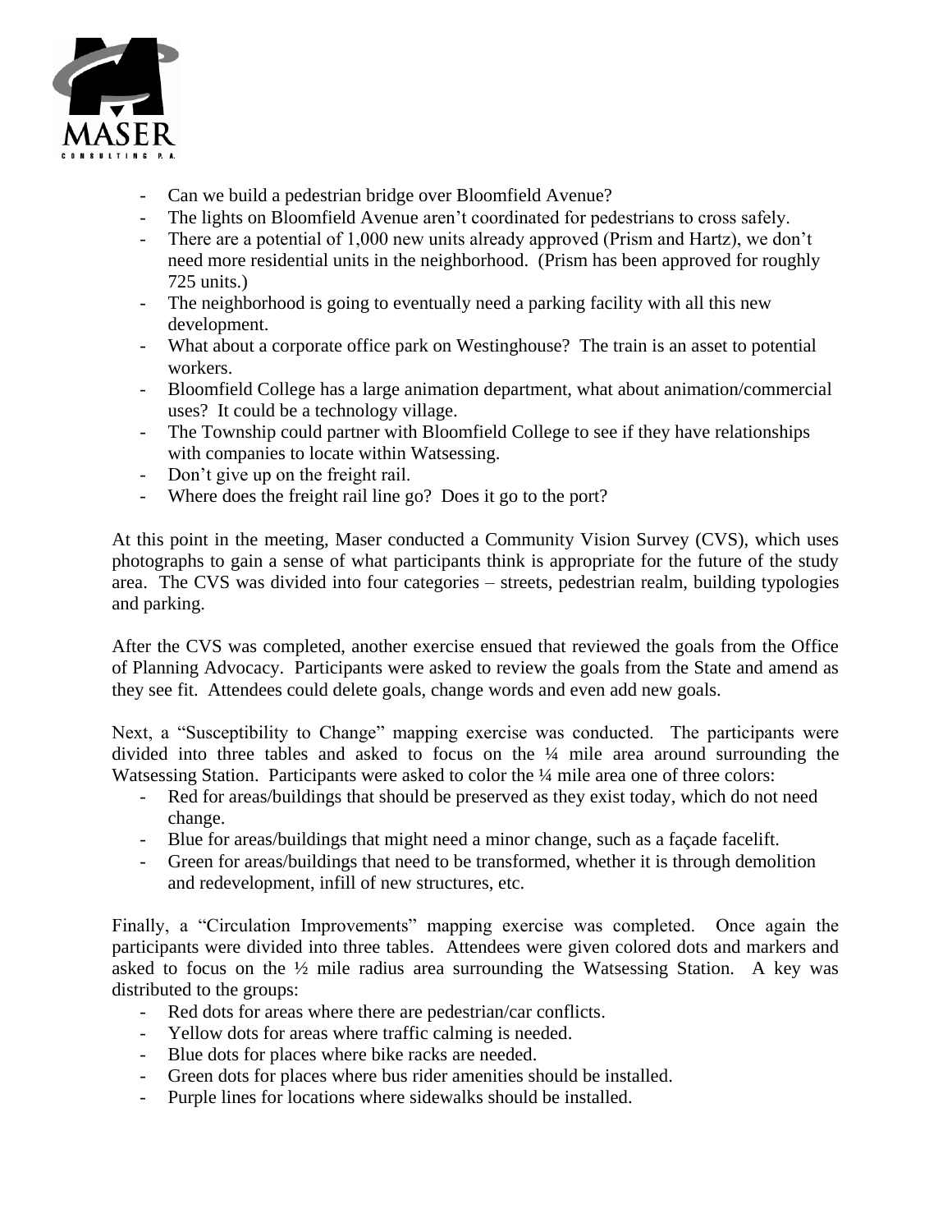- Can we build a pedestrian bridge over Bloomfield Avenue?
- The lights on Bloomfield Avenue aren't coordinated for pedestrians to cross safely.
- There are a potential of 1,000 new units already approved (Prism and Hartz), we don't need more residential units in the neighborhood. (Prism has been approved for roughly 725 units.)
- The neighborhood is going to eventually need a parking facility with all this new development.
- What about a corporate office park on Westinghouse? The train is an asset to potential workers.
- Bloomfield College has a large animation department, what about animation/commercial uses? It could be a technology village.
- The Township could partner with Bloomfield College to see if they have relationships with companies to locate within Watsessing.
- Don't give up on the freight rail.
- Where does the freight rail line go? Does it go to the port?

At this point in the meeting, Maser conducted a Community Vision Survey (CVS), which uses photographs to gain a sense of what participants think is appropriate for the future of the study area. The CVS was divided into four categories – streets, pedestrian realm, building typologies and parking.

After the CVS was completed, another exercise ensued that reviewed the goals from the Office of Planning Advocacy. Participants were asked to review the goals from the State and amend as they see fit. Attendees could delete goals, change words and even add new goals.

Next, a "Susceptibility to Change" mapping exercise was conducted. The participants were divided into three tables and asked to focus on the ¼ mile area around surrounding the Watsessing Station. Participants were asked to color the ¼ mile area one of three colors:

- Red for areas/buildings that should be preserved as they exist today, which do not need change.
- Blue for areas/buildings that might need a minor change, such as a façade facelift.
- Green for areas/buildings that need to be transformed, whether it is through demolition and redevelopment, infill of new structures, etc.

Finally, a "Circulation Improvements" mapping exercise was completed. Once again the participants were divided into three tables. Attendees were given colored dots and markers and asked to focus on the ½ mile radius area surrounding the Watsessing Station. A key was distributed to the groups:

- Red dots for areas where there are pedestrian/car conflicts.
- Yellow dots for areas where traffic calming is needed.
- Blue dots for places where bike racks are needed.
- Green dots for places where bus rider amenities should be installed.
- Purple lines for locations where sidewalks should be installed.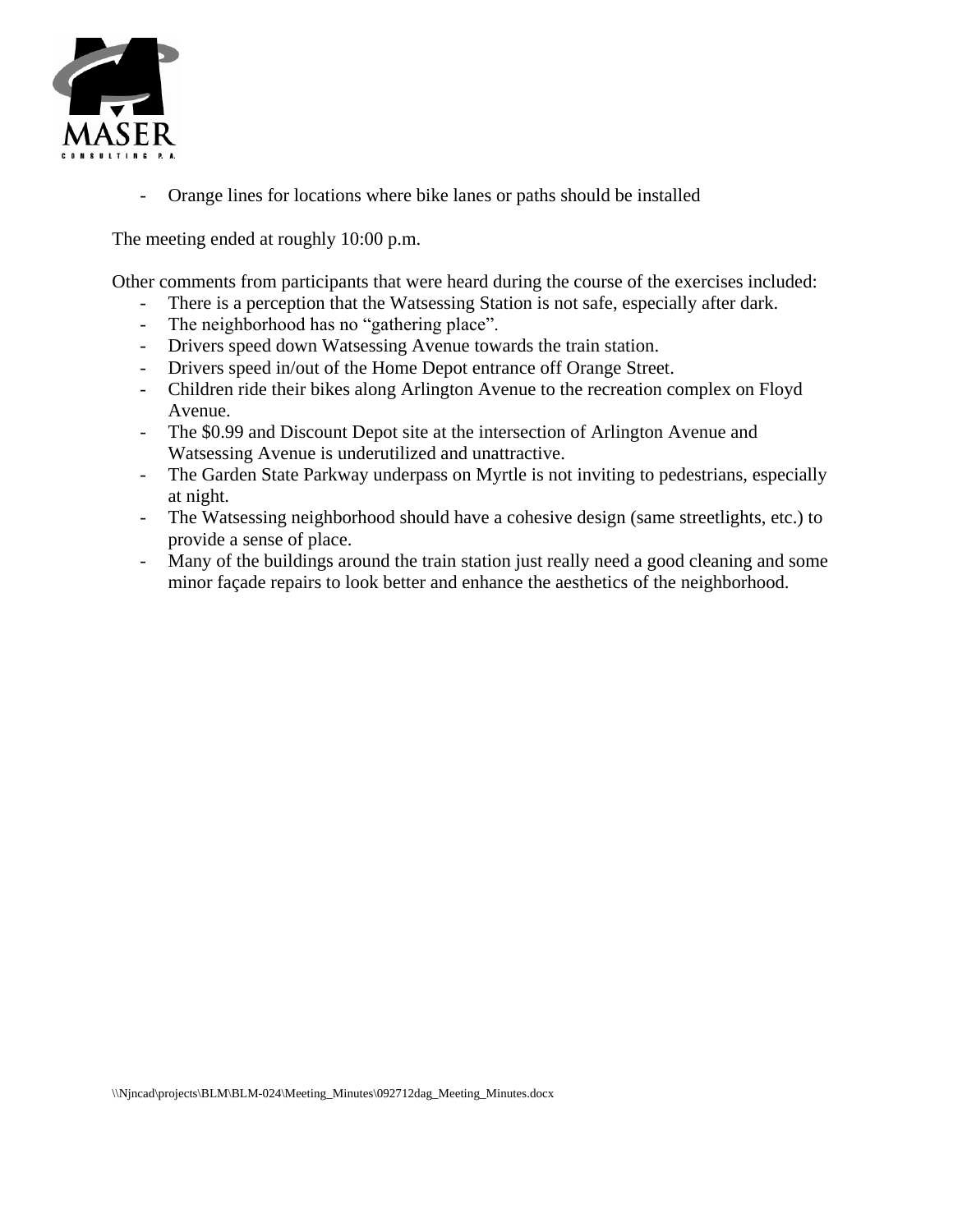- Orange lines for locations where bike lanes or paths should be installed

The meeting ended at roughly 10:00 p.m.

Other comments from participants that were heard during the course of the exercises included:

- There is a perception that the Watsessing Station is not safe, especially after dark.
- The neighborhood has no “gathering place”.
- Drivers speed down Watsessing Avenue towards the train station.
- Drivers speed in/out of the Home Depot entrance off Orange Street.
- Children ride their bikes along Arlington Avenue to the recreation complex on Floyd Avenue.
- The $0.99 and Discount Depot site at the intersection of Arlington Avenue and Watsessing Avenue is underutilized and unattractive.
- The Garden State Parkway underpass on Myrtle is not inviting to pedestrians, especially at night.
- The Watsessing neighborhood should have a cohesive design (same streetlights, etc.) to provide a sense of place.
- Many of the buildings around the train station just really need a good cleaning and some minor façade repairs to look better and enhance the aesthetics of the neighborhood.